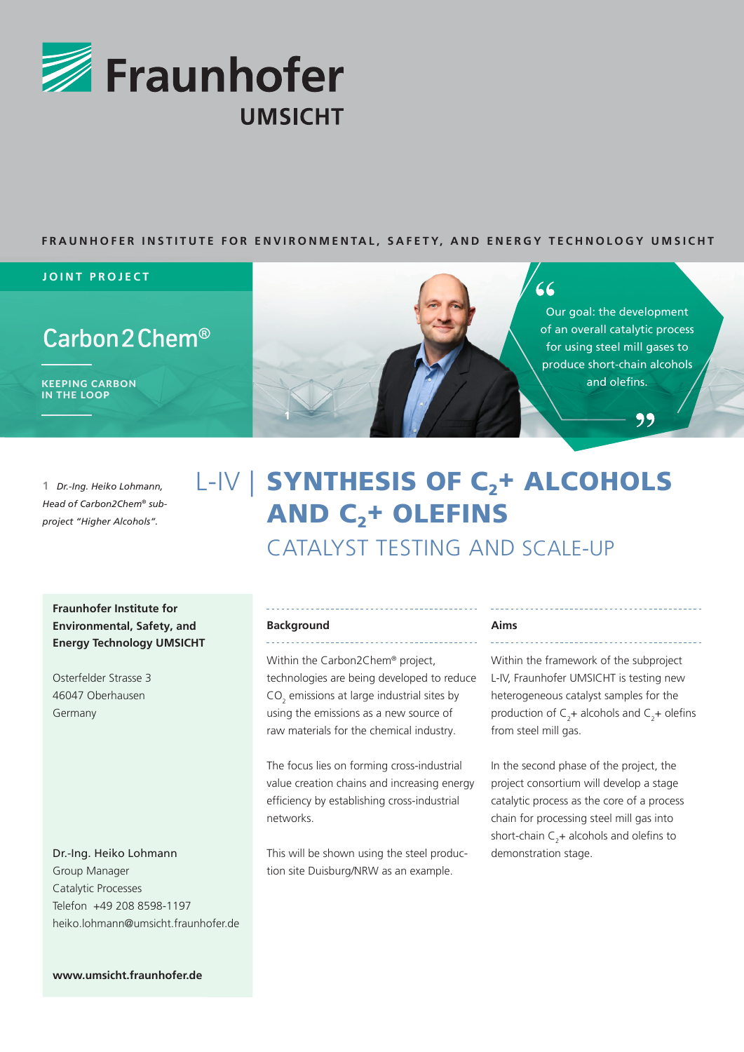Fraunhofer UMSICHT

FRAUNHOFER INSTITUTE FOR ENVIRONMENTAL, SAFETY, AND ENERGY TECHNOLOGY UMSICHT

JOINT PROJECT

Carbon2Chem®

KEEPING CARBON IN THE LOOP

> Our goal: the development of an overall catalytic process for using steel mill gases to produce short-chain alcohols and olefins.

1 *Dr.-Ing. Heiko Lohmann, Head of Carbon2Chem® subproject "Higher Alcohols".*

# L-IV | SYNTHESIS OF $C_2$+ ALCOHOLS AND $C_2$+ OLEFINS

## CATALYST TESTING AND SCALE-UP

**Fraunhofer Institute for Environmental, Safety, and Energy Technology UMSICHT**

Osterfelder Strasse 3
46047 Oberhausen
Germany

Dr.-Ing. Heiko Lohmann
Group Manager
Catalytic Processes
Telefon +49 208 8598-1197
heiko.lohmann@umsicht.fraunhofer.de

**www.umsicht.fraunhofer.de**

### Background

Within the Carbon2Chem® project, technologies are being developed to reduce $CO_2$ emissions at large industrial sites by using the emissions as a new source of raw materials for the chemical industry.

The focus lies on forming cross-industrial value creation chains and increasing energy efficiency by establishing cross-industrial networks.

This will be shown using the steel production site Duisburg/NRW as an example.

### Aims

Within the framework of the subproject L-IV, Fraunhofer UMSICHT is testing new heterogeneous catalyst samples for the production of $C_2$+ alcohols and $C_2$+ olefins from steel mill gas.

In the second phase of the project, the project consortium will develop a stage catalytic process as the core of a process chain for processing steel mill gas into short-chain $C_2$+ alcohols and olefins to demonstration stage.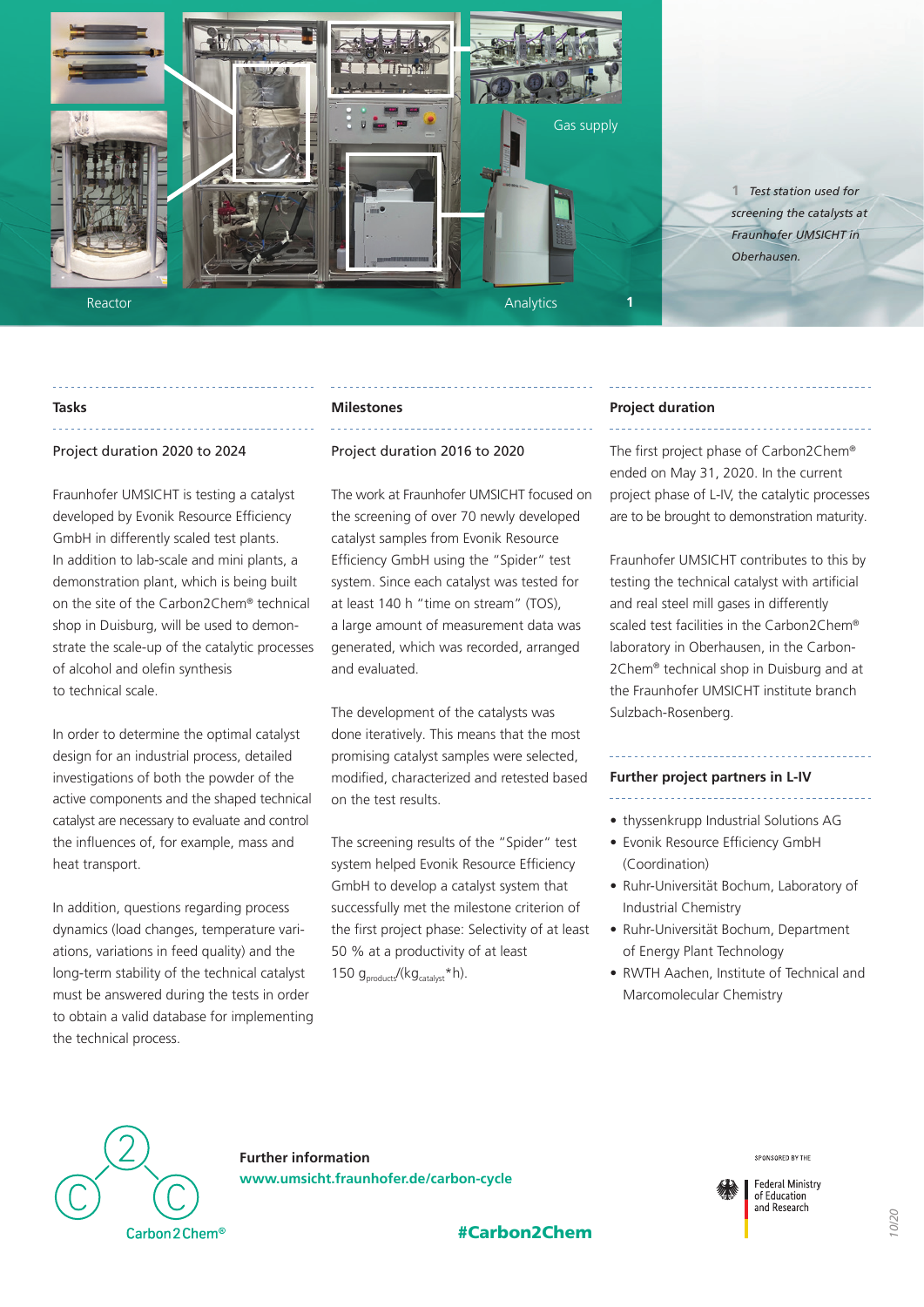Gas supply

Reactor

Analytics

1

1 *Test station used for screening the catalysts at Fraunhofer UMSICHT in Oberhausen.*

## Tasks

Project duration 2020 to 2024

Fraunhofer UMSICHT is testing a catalyst developed by Evonik Resource Efficiency GmbH in differently scaled test plants. In addition to lab-scale and mini plants, a demonstration plant, which is being built on the site of the Carbon2Chem® technical shop in Duisburg, will be used to demonstrate the scale-up of the catalytic processes of alcohol and olefin synthesis to technical scale.

In order to determine the optimal catalyst design for an industrial process, detailed investigations of both the powder of the active components and the shaped technical catalyst are necessary to evaluate and control the influences of, for example, mass and heat transport.

In addition, questions regarding process dynamics (load changes, temperature variations, variations in feed quality) and the long-term stability of the technical catalyst must be answered during the tests in order to obtain a valid database for implementing the technical process.

## Milestones

Project duration 2016 to 2020

The work at Fraunhofer UMSICHT focused on the screening of over 70 newly developed catalyst samples from Evonik Resource Efficiency GmbH using the "Spider" test system. Since each catalyst was tested for at least 140 h "time on stream" (TOS), a large amount of measurement data was generated, which was recorded, arranged and evaluated.

The development of the catalysts was done iteratively. This means that the most promising catalyst samples were selected, modified, characterized and retested based on the test results.

The screening results of the "Spider" test system helped Evonik Resource Efficiency GmbH to develop a catalyst system that successfully met the milestone criterion of the first project phase: Selectivity of at least 50 % at a productivity of at least 150 $g_{products}/(kg_{catalyst}*h)$.

## Project duration

The first project phase of Carbon2Chem® ended on May 31, 2020. In the current project phase of L-IV, the catalytic processes are to be brought to demonstration maturity.

Fraunhofer UMSICHT contributes to this by testing the technical catalyst with artificial and real steel mill gases in differently scaled test facilities in the Carbon2Chem® laboratory in Oberhausen, in the Carbon2Chem® technical shop in Duisburg and at the Fraunhofer UMSICHT institute branch Sulzbach-Rosenberg.

## Further project partners in L-IV

- thyssenkrupp Industrial Solutions AG
- Evonik Resource Efficiency GmbH (Coordination)
- Ruhr-Universität Bochum, Laboratory of Industrial Chemistry
- Ruhr-Universität Bochum, Department of Energy Plant Technology
- RWTH Aachen, Institute of Technical and Marcomolecular Chemistry

Carbon2Chem®

**Further information**
**www.umsicht.fraunhofer.de/carbon-cycle**

**#Carbon2Chem**

SPONSORED BY THE

Federal Ministry of Education and Research

10/20